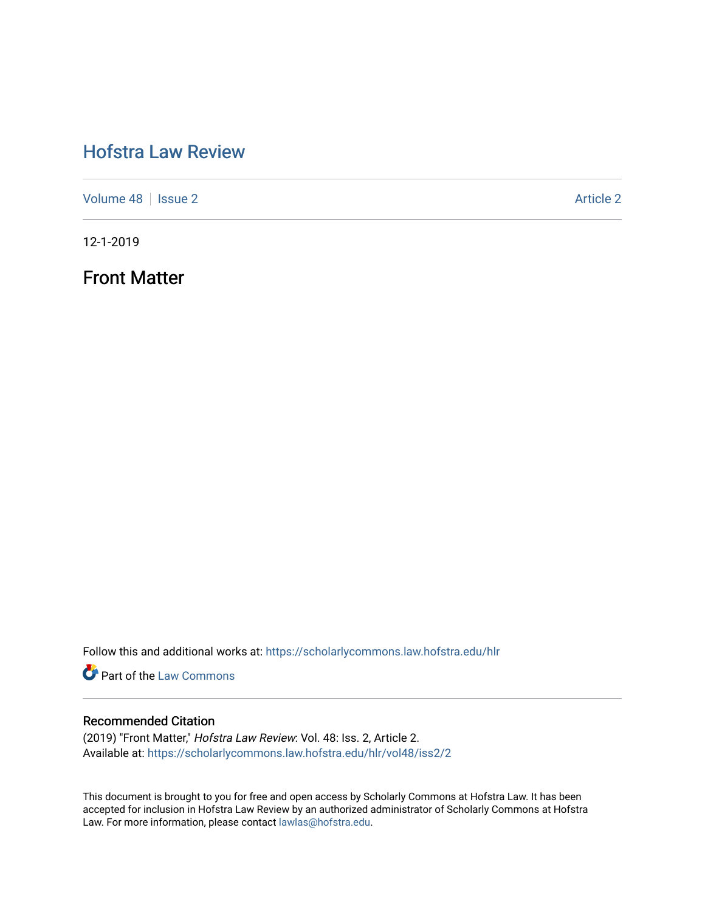# Hofstra Law Review

Volume 48 | Issue 2 | Article 2

12-1-2019

## Front Matter

Follow this and additional works at: https://scholarlycommons.law.hofstra.edu/hlr

Part of the Law Commons

### Recommended Citation

(2019) "Front Matter," *Hofstra Law Review*: Vol. 48: Iss. 2, Article 2.
Available at: https://scholarlycommons.law.hofstra.edu/hlr/vol48/iss2/2

This document is brought to you for free and open access by Scholarly Commons at Hofstra Law. It has been accepted for inclusion in Hofstra Law Review by an authorized administrator of Scholarly Commons at Hofstra Law. For more information, please contact lawlas@hofstra.edu.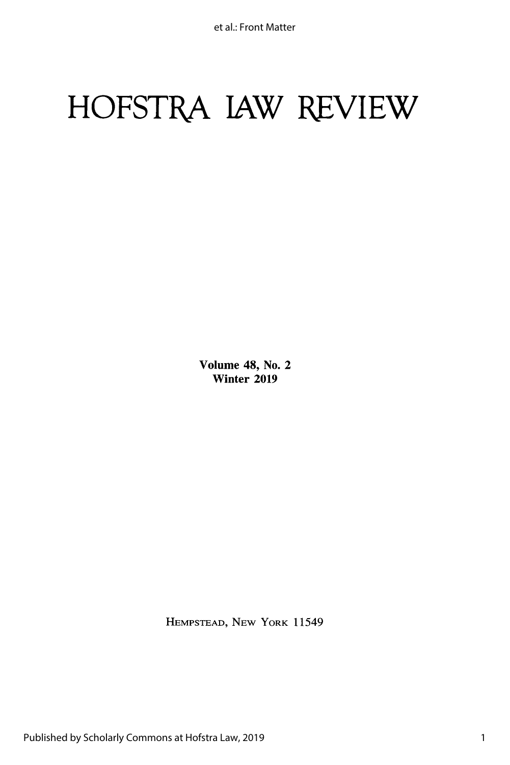# HOFSTRA LAW REVIEW

**Volume 48, No. 2**
**Winter 2019**

HEMPSTEAD, NEW YORK 11549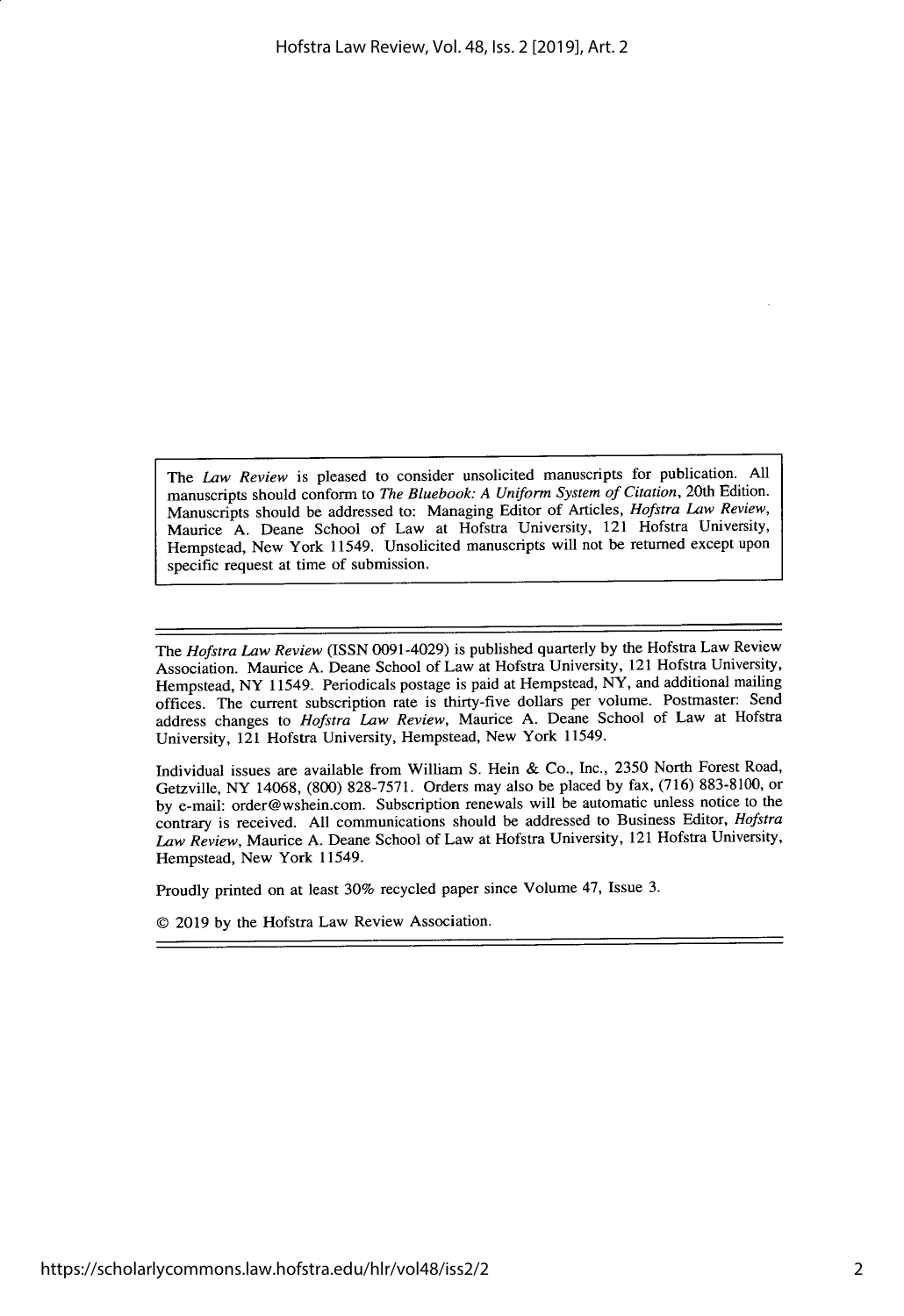The *Law Review* is pleased to consider unsolicited manuscripts for publication. All manuscripts should conform to *The Bluebook: A Uniform System of Citation*, 20th Edition. Manuscripts should be addressed to: Managing Editor of Articles, *Hofstra Law Review*, Maurice A. Deane School of Law at Hofstra University, 121 Hofstra University, Hempstead, New York 11549. Unsolicited manuscripts will not be returned except upon specific request at time of submission.

---

The *Hofstra Law Review* (ISSN 0091-4029) is published quarterly by the Hofstra Law Review Association. Maurice A. Deane School of Law at Hofstra University, 121 Hofstra University, Hempstead, NY 11549. Periodicals postage is paid at Hempstead, NY, and additional mailing offices. The current subscription rate is thirty-five dollars per volume. Postmaster: Send address changes to *Hofstra Law Review*, Maurice A. Deane School of Law at Hofstra University, 121 Hofstra University, Hempstead, New York 11549.

Individual issues are available from William S. Hein & Co., Inc., 2350 North Forest Road, Getzville, NY 14068, (800) 828-7571. Orders may also be placed by fax, (716) 883-8100, or by e-mail: order@wshein.com. Subscription renewals will be automatic unless notice to the contrary is received. All communications should be addressed to Business Editor, *Hofstra Law Review*, Maurice A. Deane School of Law at Hofstra University, 121 Hofstra University, Hempstead, New York 11549.

Proudly printed on at least 30% recycled paper since Volume 47, Issue 3.

© 2019 by the Hofstra Law Review Association.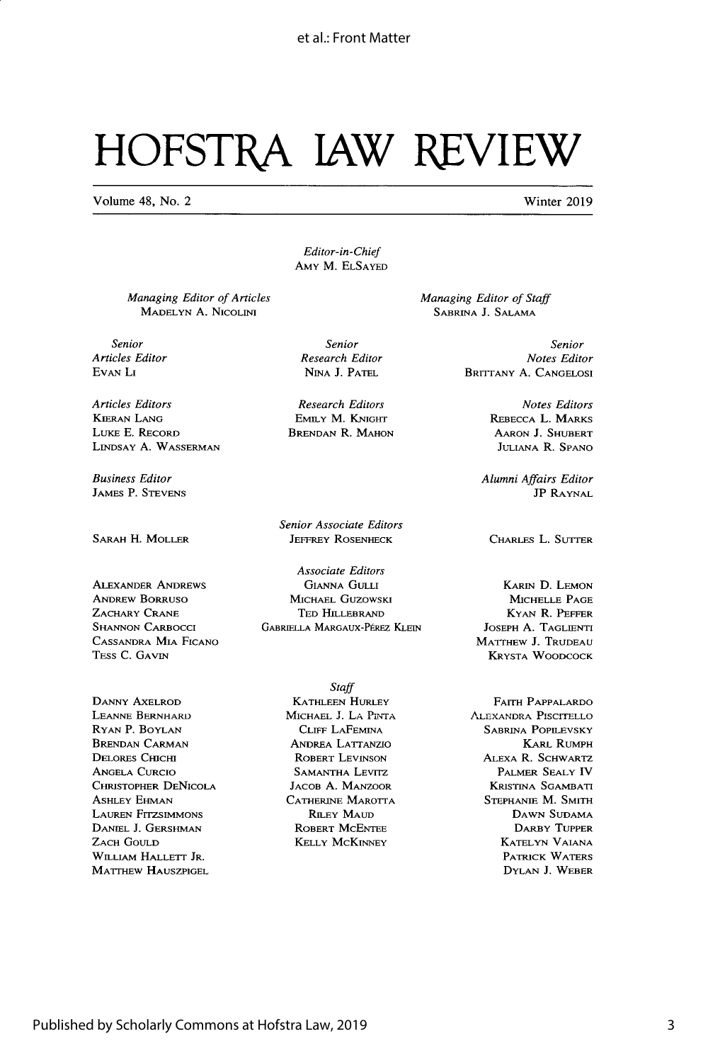# HOFSTRA LAW REVIEW

Volume 48, No. 2 Winter 2019

*Editor-in-Chief*
AMY M. ELSAYED

*Managing Editor of Articles*
MADELYN A. NICOLINI

*Managing Editor of Staff*
SABRINA J. SALAMA

*Senior Articles Editor*
EVAN LI

*Senior Research Editor*
NINA J. PATEL

*Senior Notes Editor*
BRITTANY A. CANGELOSI

*Articles Editors*
KIERAN LANG
LUKE E. RECORD
LINDSAY A. WASSERMAN

*Research Editors*
EMILY M. KNIGHT
BRENDAN R. MAHON

*Notes Editors*
REBECCA L. MARKS
AARON J. SHUBERT
JULIANA R. SPANO

*Business Editor*
JAMES P. STEVENS

*Alumni Affairs Editor*
JP RAYNAL

*Senior Associate Editors*
SARAH H. MOLLER
JEFFREY ROSENHECK
CHARLES L. SUTTER

*Associate Editors*
ALEXANDER ANDREWS
ANDREW BORRUSO
ZACHARY CRANE
SHANNON CARBOCCI
CASSANDRA MIA FICANO
TESS C. GAVIN
GIANNA GULLI
MICHAEL GUZOWSKI
TED HILLEBRAND
GABRIELLA MARGAUX-PÉREZ KLEIN
KARIN D. LEMON
MICHELLE PAGE
KYAN R. PEFFER
JOSEPH A. TAGLIENTI
MATTHEW J. TRUDEAU
KRYSTA WOODCOCK

*Staff*
DANNY AXELROD
LEANNE BERNHARD
RYAN P. BOYLAN
BRENDAN CARMAN
DELORES CHICHI
ANGELA CURCIO
CHRISTOPHER DENICOLA
ASHLEY EHMAN
LAUREN FITZSIMMONS
DANIEL J. GERSHMAN
ZACH GOULD
WILLIAM HALLETT JR.
MATTHEW HAUSZPIGEL
KATHLEEN HURLEY
MICHAEL J. LA PINTA
CLIFF LAFEMINA
ANDREA LATTANZIO
ROBERT LEVINSON
SAMANTHA LEVITZ
JACOB A. MANZOOR
CATHERINE MAROTTA
RILEY MAUD
ROBERT MCENTEE
KELLY MCKINNEY
FAITH PAPPALARDO
ALEXANDRA PISCITELLO
SABRINA POPILEVSKY
KARL RUMPH
ALEXA R. SCHWARTZ
PALMER SEALY IV
KRISTINA SGAMBATI
STEPHANIE M. SMITH
DAWN SUDAMA
DARBY TUPPER
KATELYN VAIANA
PATRICK WATERS
DYLAN J. WEBER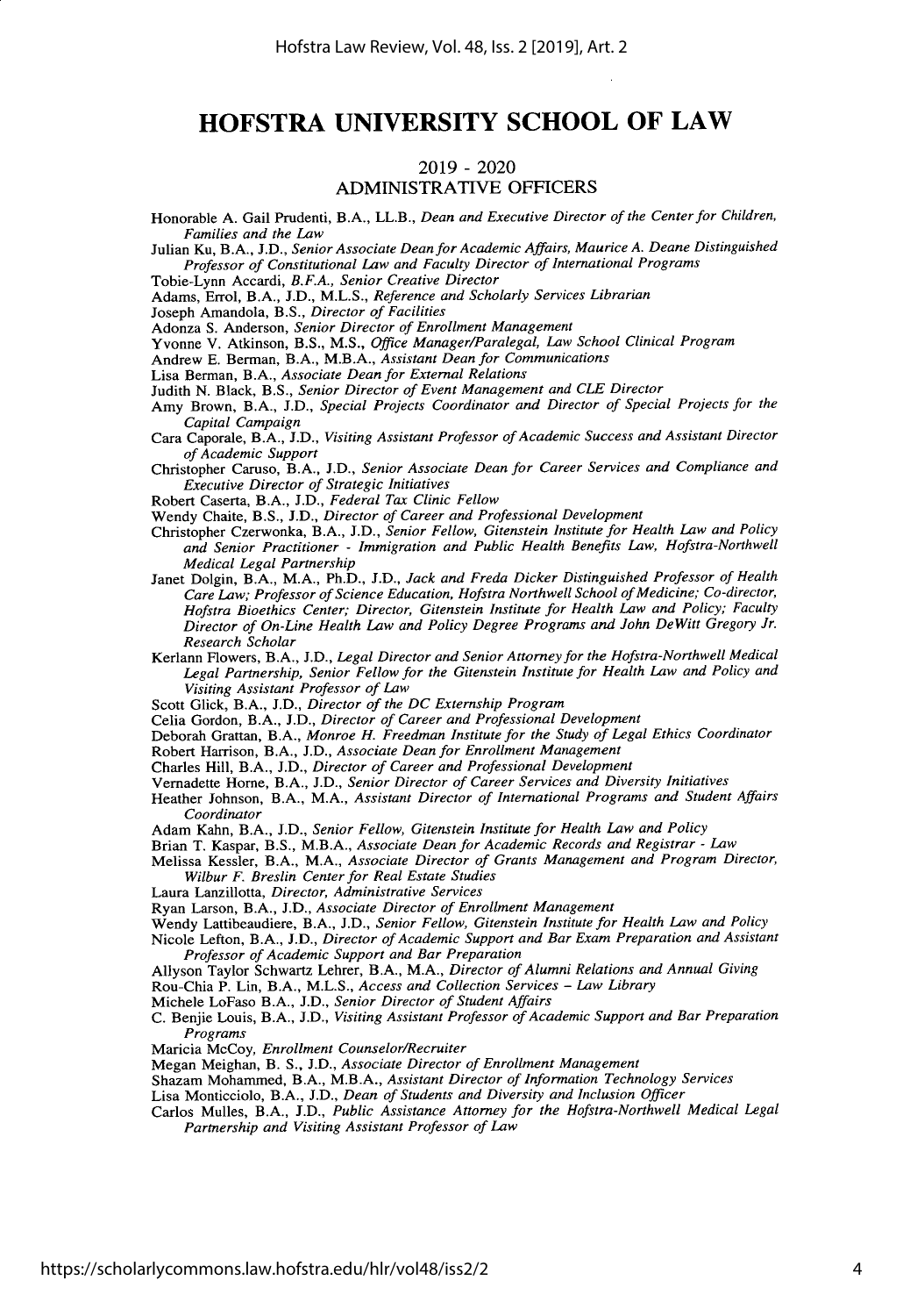# HOFSTRA UNIVERSITY SCHOOL OF LAW

## 2019 - 2020
## ADMINISTRATIVE OFFICERS

Honorable A. Gail Prudenti, B.A., LL.B., *Dean and Executive Director of the Center for Children, Families and the Law*

Julian Ku, B.A., J.D., *Senior Associate Dean for Academic Affairs, Maurice A. Deane Distinguished Professor of Constitutional Law and Faculty Director of International Programs*

Tobie-Lynn Accardi, *B.F.A., Senior Creative Director*

Adams, Errol, B.A., J.D., M.L.S., *Reference and Scholarly Services Librarian*

Joseph Amandola, B.S., *Director of Facilities*

Adonza S. Anderson, *Senior Director of Enrollment Management*

Yvonne V. Atkinson, B.S., M.S., *Office Manager/Paralegal, Law School Clinical Program*

Andrew E. Berman, B.A., M.B.A., *Assistant Dean for Communications*

Lisa Berman, B.A., *Associate Dean for External Relations*

Judith N. Black, B.S., *Senior Director of Event Management and CLE Director*

Amy Brown, B.A., J.D., *Special Projects Coordinator and Director of Special Projects for the Capital Campaign*

Cara Caporale, B.A., J.D., *Visiting Assistant Professor of Academic Success and Assistant Director of Academic Support*

Christopher Caruso, B.A., J.D., *Senior Associate Dean for Career Services and Compliance and Executive Director of Strategic Initiatives*

Robert Caserta, B.A., J.D., *Federal Tax Clinic Fellow*

Wendy Chaite, B.S., J.D., *Director of Career and Professional Development*

Christopher Czerwonka, B.A., J.D., *Senior Fellow, Gitenstein Institute for Health Law and Policy and Senior Practitioner - Immigration and Public Health Benefits Law, Hofstra-Northwell Medical Legal Partnership*

Janet Dolgin, B.A., M.A., Ph.D., J.D., *Jack and Freda Dicker Distinguished Professor of Health Care Law; Professor of Science Education, Hofstra Northwell School of Medicine; Co-director, Hofstra Bioethics Center; Director, Gitenstein Institute for Health Law and Policy; Faculty Director of On-Line Health Law and Policy Degree Programs and John DeWitt Gregory Jr. Research Scholar*

Kerlann Flowers, B.A., J.D., *Legal Director and Senior Attorney for the Hofstra-Northwell Medical Legal Partnership, Senior Fellow for the Gitenstein Institute for Health Law and Policy and Visiting Assistant Professor of Law*

Scott Glick, B.A., J.D., *Director of the DC Externship Program*

Celia Gordon, B.A., J.D., *Director of Career and Professional Development*

Deborah Grattan, B.A., *Monroe H. Freedman Institute for the Study of Legal Ethics Coordinator*

Robert Harrison, B.A., J.D., *Associate Dean for Enrollment Management*

Charles Hill, B.A., J.D., *Director of Career and Professional Development*

Vernadette Horne, B.A., J.D., *Senior Director of Career Services and Diversity Initiatives*

Heather Johnson, B.A., M.A., *Assistant Director of International Programs and Student Affairs Coordinator*

Adam Kahn, B.A., J.D., *Senior Fellow, Gitenstein Institute for Health Law and Policy*

Brian T. Kaspar, B.S., M.B.A., *Associate Dean for Academic Records and Registrar - Law*

Melissa Kessler, B.A., M.A., *Associate Director of Grants Management and Program Director, Wilbur F. Breslin Center for Real Estate Studies*

Laura Lanzillotta, *Director, Administrative Services*

Ryan Larson, B.A., J.D., *Associate Director of Enrollment Management*

Wendy Lattibeaudiere, B.A., J.D., *Senior Fellow, Gitenstein Institute for Health Law and Policy*

Nicole Lefton, B.A., J.D., *Director of Academic Support and Bar Exam Preparation and Assistant Professor of Academic Support and Bar Preparation*

Allyson Taylor Schwartz Lehrer, B.A., M.A., *Director of Alumni Relations and Annual Giving*

Rou-Chia P. Lin, B.A., M.L.S., *Access and Collection Services – Law Library*

Michele LoFaso B.A., J.D., *Senior Director of Student Affairs*

C. Benjie Louis, B.A., J.D., *Visiting Assistant Professor of Academic Support and Bar Preparation Programs*

Maricia McCoy, *Enrollment Counselor/Recruiter*

Megan Meighan, B. S., J.D., *Associate Director of Enrollment Management*

Shazam Mohammed, B.A., M.B.A., *Assistant Director of Information Technology Services*

Lisa Monticciolo, B.A., J.D., *Dean of Students and Diversity and Inclusion Officer*

Carlos Mulles, B.A., J.D., *Public Assistance Attorney for the Hofstra-Northwell Medical Legal Partnership and Visiting Assistant Professor of Law*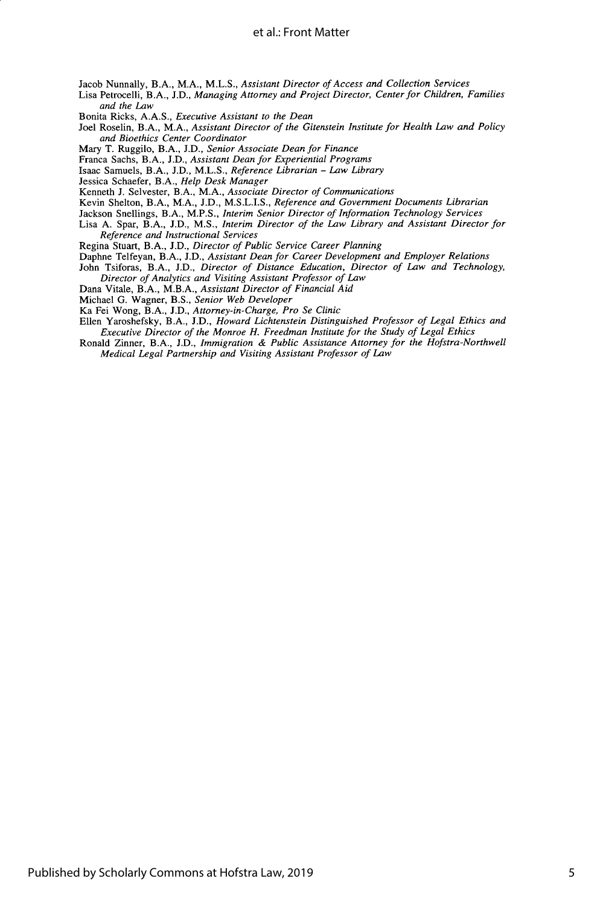Jacob Nunnally, B.A., M.A., M.L.S., *Assistant Director of Access and Collection Services*
Lisa Petrocelli, B.A., J.D., *Managing Attorney and Project Director, Center for Children, Families and the Law*
Bonita Ricks, A.A.S., *Executive Assistant to the Dean*
Joel Roselin, B.A., M.A., *Assistant Director of the Gitenstein Institute for Health Law and Policy and Bioethics Center Coordinator*
Mary T. Ruggilo, B.A., J.D., *Senior Associate Dean for Finance*
Franca Sachs, B.A., J.D., *Assistant Dean for Experiential Programs*
Isaac Samuels, B.A., J.D., M.L.S., *Reference Librarian – Law Library*
Jessica Schaefer, B.A., *Help Desk Manager*
Kenneth J. Selvester, B.A., M.A., *Associate Director of Communications*
Kevin Shelton, B.A., M.A., J.D., M.S.L.I.S., *Reference and Government Documents Librarian*
Jackson Snellings, B.A., M.P.S., *Interim Senior Director of Information Technology Services*
Lisa A. Spar, B.A., J.D., M.S., *Interim Director of the Law Library and Assistant Director for Reference and Instructional Services*
Regina Stuart, B.A., J.D., *Director of Public Service Career Planning*
Daphne Telfeyan, B.A., J.D., *Assistant Dean for Career Development and Employer Relations*
John Tsiforas, B.A., J.D., *Director of Distance Education, Director of Law and Technology, Director of Analytics and Visiting Assistant Professor of Law*
Dana Vitale, B.A., M.B.A., *Assistant Director of Financial Aid*
Michael G. Wagner, B.S., *Senior Web Developer*
Ka Fei Wong, B.A., J.D., *Attorney-in-Charge, Pro Se Clinic*
Ellen Yaroshefsky, B.A., J.D., *Howard Lichtenstein Distinguished Professor of Legal Ethics and Executive Director of the Monroe H. Freedman Institute for the Study of Legal Ethics*
Ronald Zinner, B.A., J.D., *Immigration & Public Assistance Attorney for the Hofstra-Northwell Medical Legal Partnership and Visiting Assistant Professor of Law*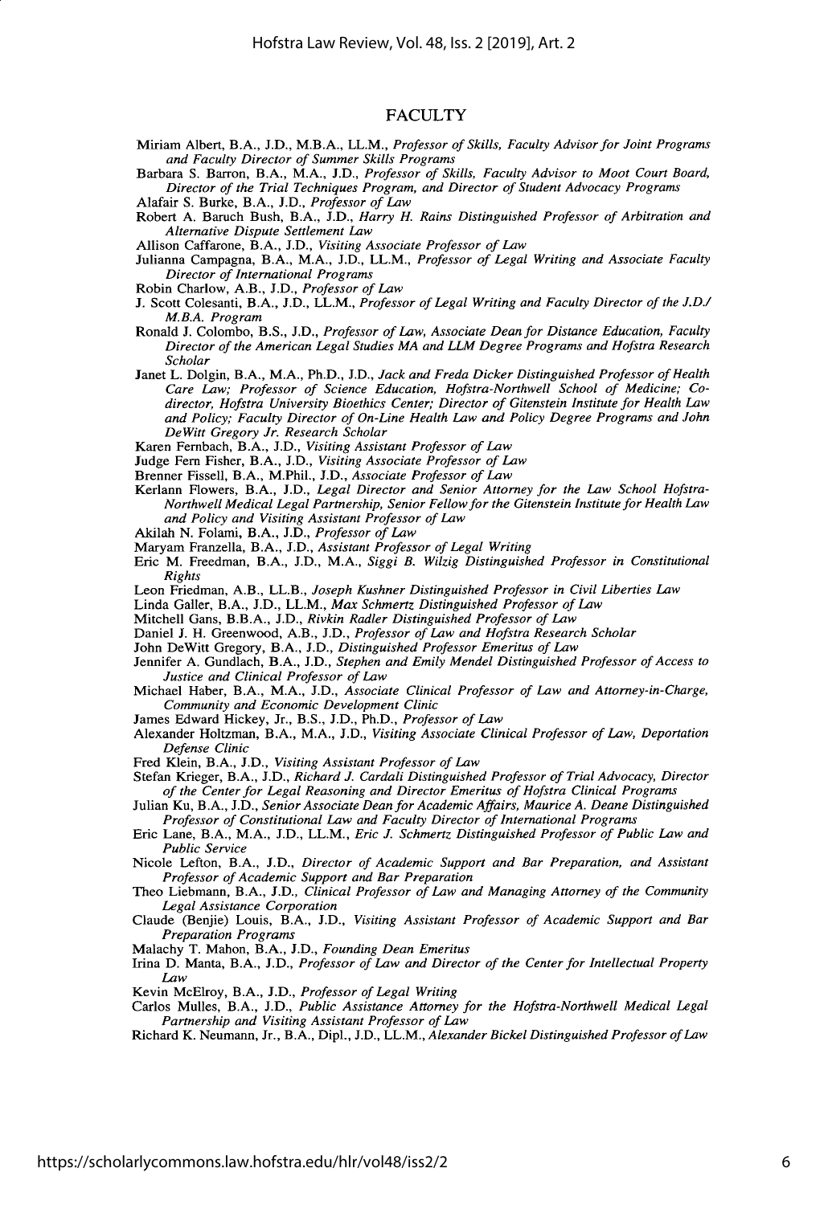## FACULTY

Miriam Albert, B.A., J.D., M.B.A., LL.M., *Professor of Skills, Faculty Advisor for Joint Programs and Faculty Director of Summer Skills Programs*

Barbara S. Barron, B.A., M.A., J.D., *Professor of Skills, Faculty Advisor to Moot Court Board, Director of the Trial Techniques Program, and Director of Student Advocacy Programs*

Alafair S. Burke, B.A., J.D., *Professor of Law*

Robert A. Baruch Bush, B.A., J.D., *Harry H. Rains Distinguished Professor of Arbitration and Alternative Dispute Settlement Law*

Allison Caffarone, B.A., J.D., *Visiting Associate Professor of Law*

Julianna Campagna, B.A., M.A., J.D., LL.M., *Professor of Legal Writing and Associate Faculty Director of International Programs*

Robin Charlow, A.B., J.D., *Professor of Law*

J. Scott Colesanti, B.A., J.D., LL.M., *Professor of Legal Writing and Faculty Director of the J.D./M.B.A. Program*

Ronald J. Colombo, B.S., J.D., *Professor of Law, Associate Dean for Distance Education, Faculty Director of the American Legal Studies MA and LLM Degree Programs and Hofstra Research Scholar*

Janet L. Dolgin, B.A., M.A., Ph.D., J.D., *Jack and Freda Dicker Distinguished Professor of Health Care Law; Professor of Science Education, Hofstra-Northwell School of Medicine; Co-director, Hofstra University Bioethics Center; Director of Gitenstein Institute for Health Law and Policy; Faculty Director of On-Line Health Law and Policy Degree Programs and John DeWitt Gregory Jr. Research Scholar*

Karen Fernbach, B.A., J.D., *Visiting Assistant Professor of Law*

Judge Fern Fisher, B.A., J.D., *Visiting Associate Professor of Law*

Brenner Fissell, B.A., M.Phil., J.D., *Associate Professor of Law*

Kerlann Flowers, B.A., J.D., *Legal Director and Senior Attorney for the Law School Hofstra-Northwell Medical Legal Partnership, Senior Fellow for the Gitenstein Institute for Health Law and Policy and Visiting Assistant Professor of Law*

Akilah N. Folami, B.A., J.D., *Professor of Law*

Maryam Franzella, B.A., J.D., *Assistant Professor of Legal Writing*

Eric M. Freedman, B.A., J.D., M.A., *Siggi B. Wilzig Distinguished Professor in Constitutional Rights*

Leon Friedman, A.B., LL.B., *Joseph Kushner Distinguished Professor in Civil Liberties Law*

Linda Galler, B.A., J.D., LL.M., *Max Schmertz Distinguished Professor of Law*

Mitchell Gans, B.B.A., J.D., *Rivkin Radler Distinguished Professor of Law*

Daniel J. H. Greenwood, A.B., J.D., *Professor of Law and Hofstra Research Scholar*

John DeWitt Gregory, B.A., J.D., *Distinguished Professor Emeritus of Law*

Jennifer A. Gundlach, B.A., J.D., *Stephen and Emily Mendel Distinguished Professor of Access to Justice and Clinical Professor of Law*

Michael Haber, B.A., M.A., J.D., *Associate Clinical Professor of Law and Attorney-in-Charge, Community and Economic Development Clinic*

James Edward Hickey, Jr., B.S., J.D., Ph.D., *Professor of Law*

Alexander Holtzman, B.A., M.A., J.D., *Visiting Associate Clinical Professor of Law, Deportation Defense Clinic*

Fred Klein, B.A., J.D., *Visiting Assistant Professor of Law*

Stefan Krieger, B.A., J.D., *Richard J. Cardali Distinguished Professor of Trial Advocacy, Director of the Center for Legal Reasoning and Director Emeritus of Hofstra Clinical Programs*

Julian Ku, B.A., J.D., *Senior Associate Dean for Academic Affairs, Maurice A. Deane Distinguished Professor of Constitutional Law and Faculty Director of International Programs*

Eric Lane, B.A., M.A., J.D., LL.M., *Eric J. Schmertz Distinguished Professor of Public Law and Public Service*

Nicole Lefton, B.A., J.D., *Director of Academic Support and Bar Preparation, and Assistant Professor of Academic Support and Bar Preparation*

Theo Liebmann, B.A., J.D., *Clinical Professor of Law and Managing Attorney of the Community Legal Assistance Corporation*

Claude (Benjie) Louis, B.A., J.D., *Visiting Assistant Professor of Academic Support and Bar Preparation Programs*

Malachy T. Mahon, B.A., J.D., *Founding Dean Emeritus*

Irina D. Manta, B.A., J.D., *Professor of Law and Director of the Center for Intellectual Property Law*

Kevin McElroy, B.A., J.D., *Professor of Legal Writing*

Carlos Mulles, B.A., J.D., *Public Assistance Attorney for the Hofstra-Northwell Medical Legal Partnership and Visiting Assistant Professor of Law*

Richard K. Neumann, Jr., B.A., Dipl., J.D., LL.M., *Alexander Bickel Distinguished Professor of Law*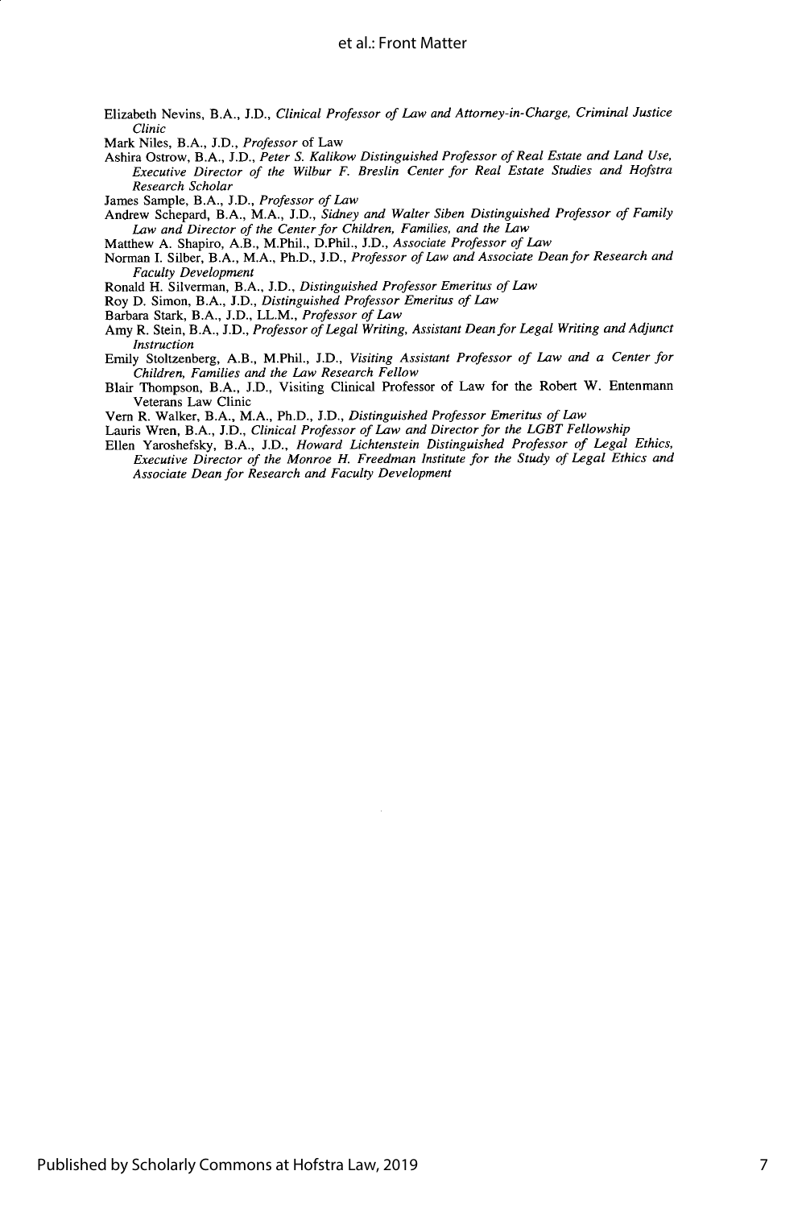Elizabeth Nevins, B.A., J.D., *Clinical Professor of Law and Attorney-in-Charge, Criminal Justice Clinic*

Mark Niles, B.A., J.D., *Professor* of Law

Ashira Ostrow, B.A., J.D., *Peter S. Kalikow Distinguished Professor of Real Estate and Land Use, Executive Director of the Wilbur F. Breslin Center for Real Estate Studies and Hofstra Research Scholar*

James Sample, B.A., J.D., *Professor of Law*

Andrew Schepard, B.A., M.A., J.D., *Sidney and Walter Siben Distinguished Professor of Family Law and Director of the Center for Children, Families, and the Law*

Matthew A. Shapiro, A.B., M.Phil., D.Phil., J.D., *Associate Professor of Law*

Norman I. Silber, B.A., M.A., Ph.D., J.D., *Professor of Law and Associate Dean for Research and Faculty Development*

Ronald H. Silverman, B.A., J.D., *Distinguished Professor Emeritus of Law*

Roy D. Simon, B.A., J.D., *Distinguished Professor Emeritus of Law*

Barbara Stark, B.A., J.D., LL.M., *Professor of Law*

Amy R. Stein, B.A., J.D., *Professor of Legal Writing, Assistant Dean for Legal Writing and Adjunct Instruction*

Emily Stoltzenberg, A.B., M.Phil., J.D., *Visiting Assistant Professor of Law and a Center for Children, Families and the Law Research Fellow*

Blair Thompson, B.A., J.D., Visiting Clinical Professor of Law for the Robert W. Entenmann Veterans Law Clinic

Vern R. Walker, B.A., M.A., Ph.D., J.D., *Distinguished Professor Emeritus of Law*

Lauris Wren, B.A., J.D., *Clinical Professor of Law and Director for the LGBT Fellowship*

Ellen Yaroshefsky, B.A., J.D., *Howard Lichtenstein Distinguished Professor of Legal Ethics, Executive Director of the Monroe H. Freedman Institute for the Study of Legal Ethics and Associate Dean for Research and Faculty Development*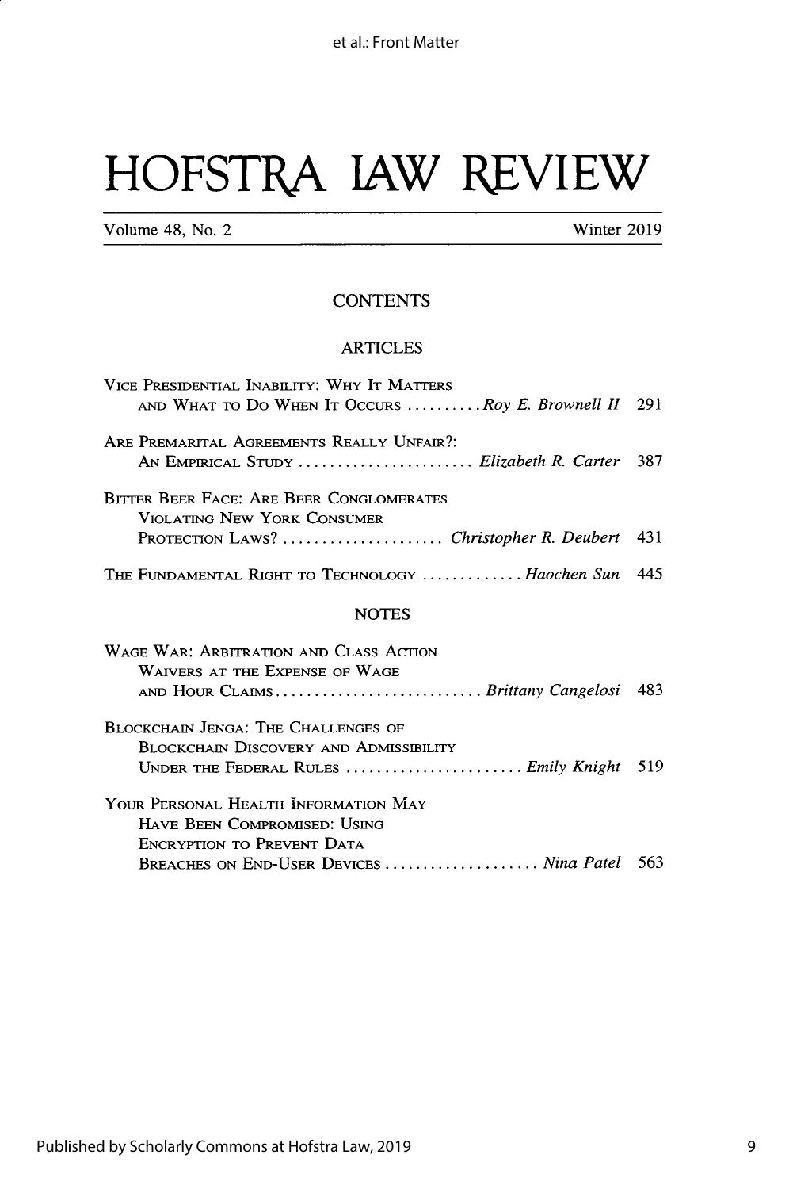# HOFSTRA LAW REVIEW

Volume 48, No. 2 Winter 2019

## CONTENTS

### ARTICLES

VICE PRESIDENTIAL INABILITY: WHY IT MATTERS AND WHAT TO DO WHEN IT OCCURS .......... *Roy E. Brownell II* 291

ARE PREMARITAL AGREEMENTS REALLY UNFAIR?: AN EMPIRICAL STUDY ........................ *Elizabeth R. Carter* 387

BITTER BEER FACE: ARE BEER CONGLOMERATES VIOLATING NEW YORK CONSUMER PROTECTION LAWS? ...................... *Christopher R. Deubert* 431

THE FUNDAMENTAL RIGHT TO TECHNOLOGY ............. *Haochen Sun* 445

### NOTES

WAGE WAR: ARBITRATION AND CLASS ACTION WAIVERS AT THE EXPENSE OF WAGE AND HOUR CLAIMS............................ *Brittany Cangelosi* 483

BLOCKCHAIN JENGA: THE CHALLENGES OF BLOCKCHAIN DISCOVERY AND ADMISSIBILITY UNDER THE FEDERAL RULES ........................ *Emily Knight* 519

YOUR PERSONAL HEALTH INFORMATION MAY HAVE BEEN COMPROMISED: USING ENCRYPTION TO PREVENT DATA BREACHES ON END-USER DEVICES .................... *Nina Patel* 563